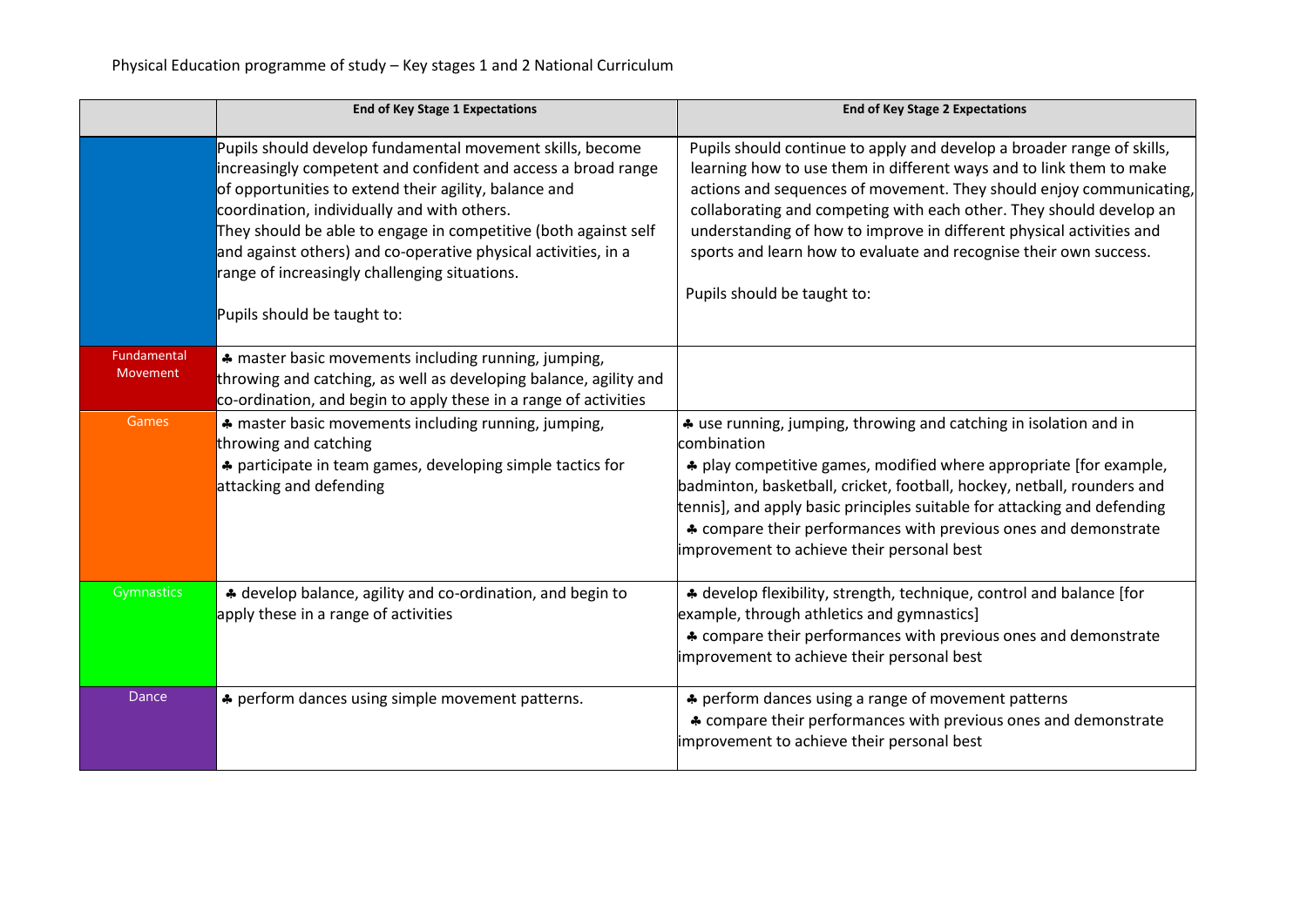Physical Education programme of study – Key stages 1 and 2 National Curriculum

| | End of Key Stage 1 Expectations | End of Key Stage 2 Expectations |
|---|---|---|
| | Pupils should develop fundamental movement skills, become increasingly competent and confident and access a broad range of opportunities to extend their agility, balance and coordination, individually and with others.<br>They should be able to engage in competitive (both against self and against others) and co-operative physical activities, in a range of increasingly challenging situations.<br><br>Pupils should be taught to: | Pupils should continue to apply and develop a broader range of skills, learning how to use them in different ways and to link them to make actions and sequences of movement. They should enjoy communicating, collaborating and competing with each other. They should develop an understanding of how to improve in different physical activities and sports and learn how to evaluate and recognise their own success.<br><br>Pupils should be taught to: |
| Fundamental Movement | ♣ master basic movements including running, jumping, throwing and catching, as well as developing balance, agility and co-ordination, and begin to apply these in a range of activities | |
| Games | ♣ master basic movements including running, jumping, throwing and catching<br>♣ participate in team games, developing simple tactics for attacking and defending | ♣ use running, jumping, throwing and catching in isolation and in combination<br>♣ play competitive games, modified where appropriate [for example, badminton, basketball, cricket, football, hockey, netball, rounders and tennis], and apply basic principles suitable for attacking and defending<br>♣ compare their performances with previous ones and demonstrate improvement to achieve their personal best |
| Gymnastics | ♣ develop balance, agility and co-ordination, and begin to apply these in a range of activities | ♣ develop flexibility, strength, technique, control and balance [for example, through athletics and gymnastics]<br>♣ compare their performances with previous ones and demonstrate improvement to achieve their personal best |
| Dance | ♣ perform dances using simple movement patterns. | ♣ perform dances using a range of movement patterns<br>♣ compare their performances with previous ones and demonstrate improvement to achieve their personal best |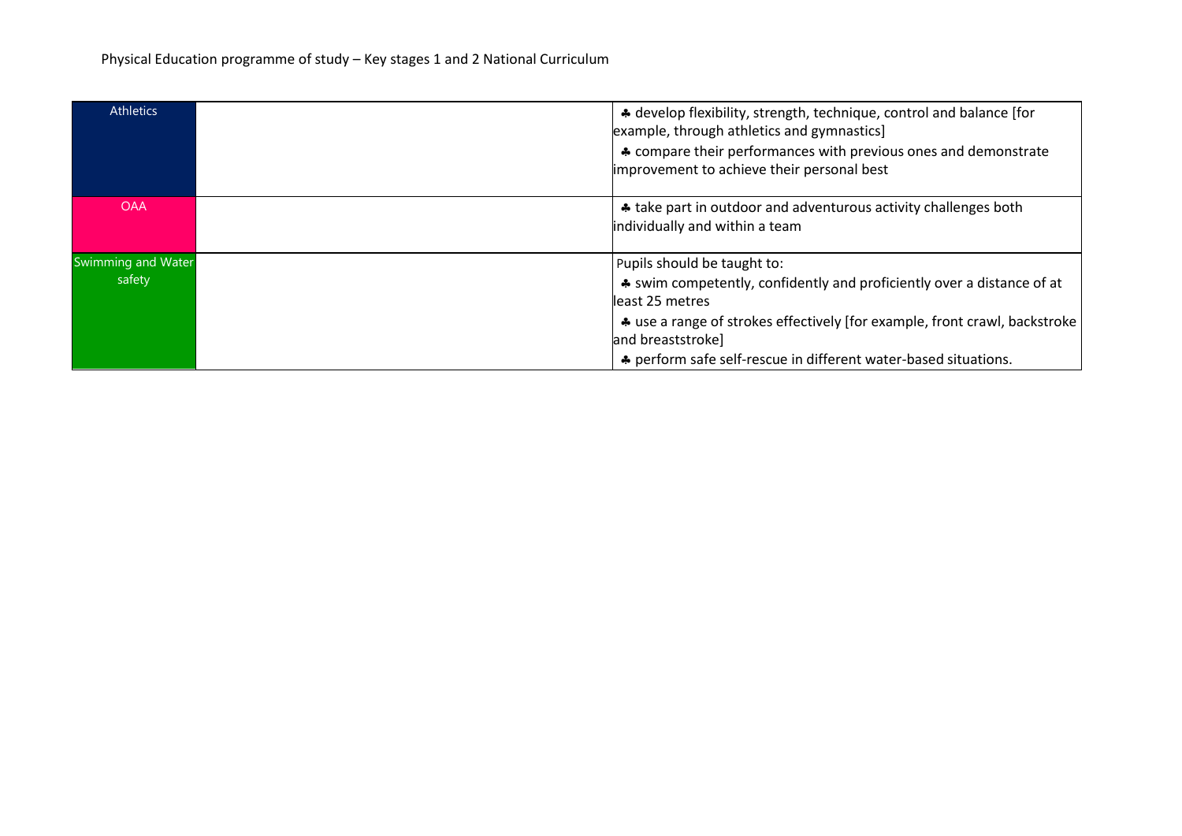Physical Education programme of study – Key stages 1 and 2 National Curriculum

| | | |
|---|---|---|
| Athletics | | ♣ develop flexibility, strength, technique, control and balance [for example, through athletics and gymnastics]<br>♣ compare their performances with previous ones and demonstrate improvement to achieve their personal best |
| OAA | | ♣ take part in outdoor and adventurous activity challenges both individually and within a team |
| Swimming and Water safety | | Pupils should be taught to:<br>♣ swim competently, confidently and proficiently over a distance of at least 25 metres<br>♣ use a range of strokes effectively [for example, front crawl, backstroke and breaststroke]<br>♣ perform safe self-rescue in different water-based situations. |